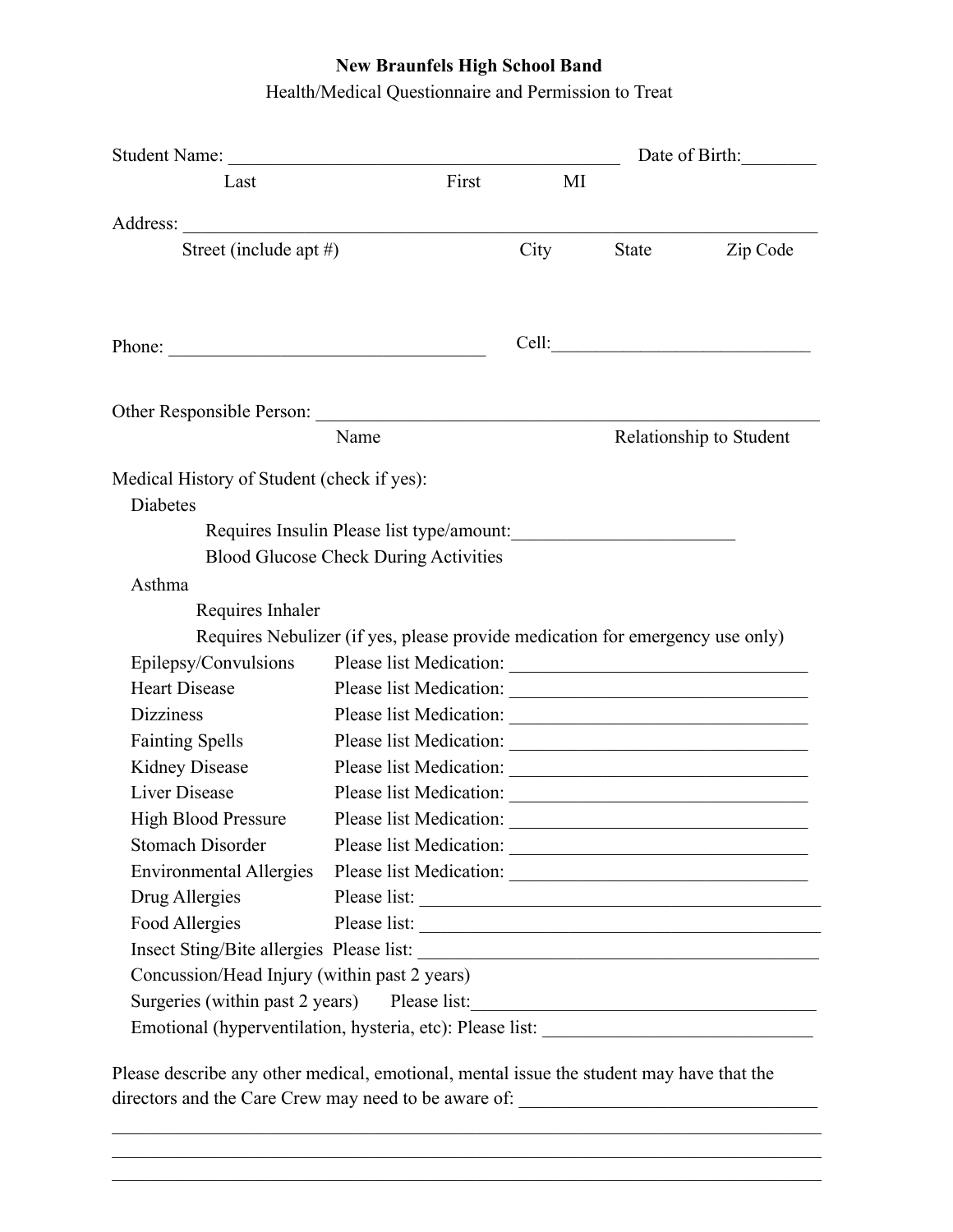**New Braunfels High School Band**

Health/Medical Questionnaire and Permission to Treat

Student Name: ___________________________________________ Date of Birth:________

Last First MI

Address: ______________________________________________________________________

Street (include apt #) City State Zip Code

Phone: ___________________________________ Cell:____________________________

Other Responsible Person: _______________________________________________________

Name Relationship to Student

Medical History of Student (check if yes):

- Diabetes
  - Requires Insulin Please list type/amount:________________________
  - Blood Glucose Check During Activities
- Asthma
  - Requires Inhaler
  - Requires Nebulizer (if yes, please provide medication for emergency use only)
- Epilepsy/Convulsions Please list Medication: ________________________________
- Heart Disease Please list Medication: ________________________________
- Dizziness Please list Medication: ________________________________
- Fainting Spells Please list Medication: ________________________________
- Kidney Disease Please list Medication: ________________________________
- Liver Disease Please list Medication: ________________________________
- High Blood Pressure Please list Medication: ________________________________
- Stomach Disorder Please list Medication: ________________________________
- Environmental Allergies Please list Medication: ________________________________
- Drug Allergies Please list: ____________________________________________
- Food Allergies Please list: ____________________________________________
- Insect Sting/Bite allergies Please list: ____________________________________________
- Concussion/Head Injury (within past 2 years)
- Surgeries (within past 2 years) Please list:_______________________________________
- Emotional (hyperventilation, hysteria, etc): Please list: ______________________________

Please describe any other medical, emotional, mental issue the student may have that the directors and the Care Crew may need to be aware of: ________________________________

_______________________________________________________________________________

_______________________________________________________________________________

_______________________________________________________________________________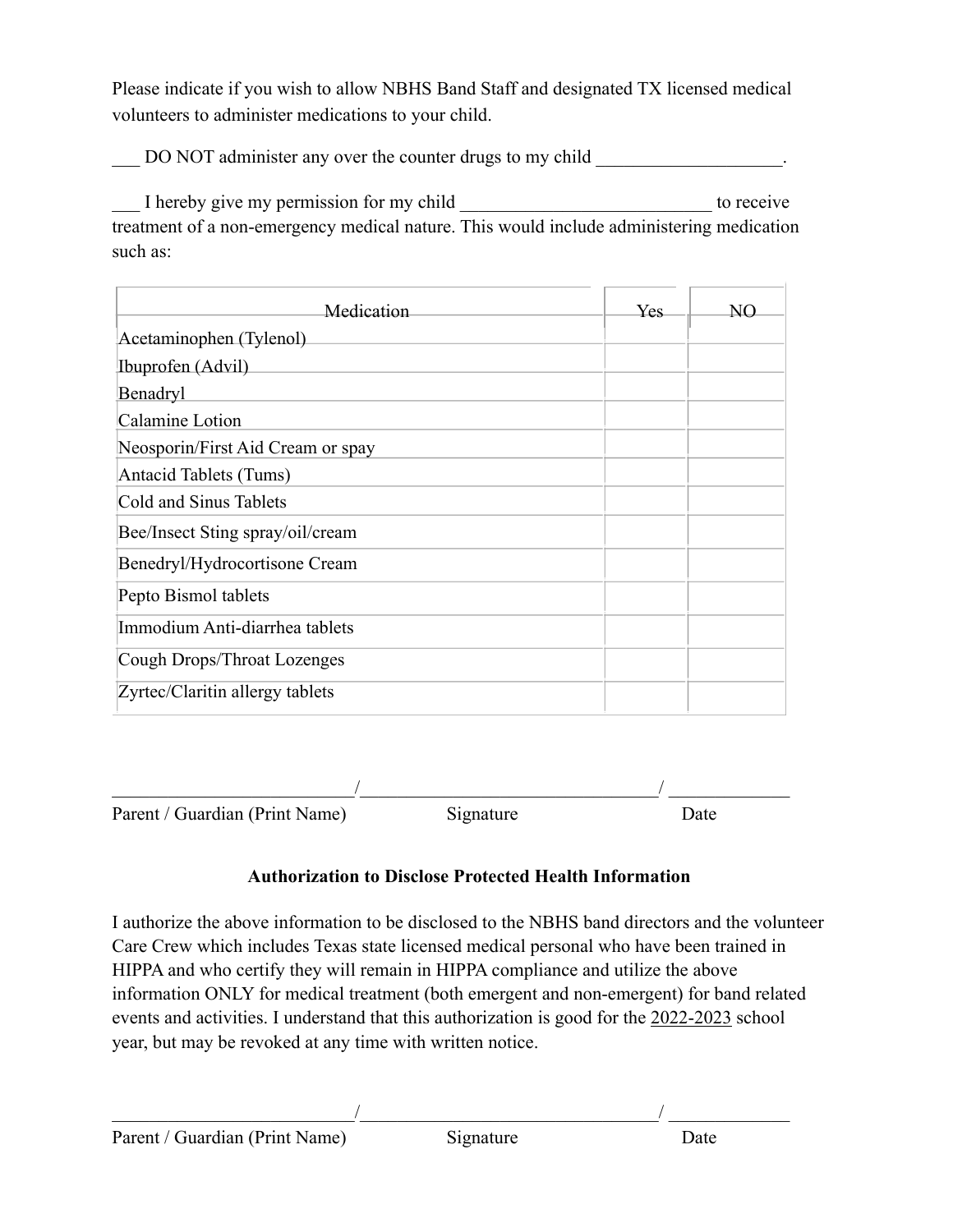Please indicate if you wish to allow NBHS Band Staff and designated TX licensed medical volunteers to administer medications to your child.

___ DO NOT administer any over the counter drugs to my child ____________________.

___ I hereby give my permission for my child ___________________________ to receive treatment of a non-emergency medical nature. This would include administering medication such as:

| Medication | Yes | NO |
|---|---|---|
| Acetaminophen (Tylenol) | | |
| Ibuprofen (Advil) | | |
| Benadryl | | |
| Calamine Lotion | | |
| Neosporin/First Aid Cream or spay | | |
| Antacid Tablets (Tums) | | |
| Cold and Sinus Tablets | | |
| Bee/Insect Sting spray/oil/cream | | |
| Benedryl/Hydrocortisone Cream | | |
| Pepto Bismol tablets | | |
| Immodium Anti-diarrhea tablets | | |
| Cough Drops/Throat Lozenges | | |
| Zyrtec/Claritin allergy tablets | | |

___________________________/_________________________________/ _____________
Parent / Guardian (Print Name) Signature Date

**Authorization to Disclose Protected Health Information**

I authorize the above information to be disclosed to the NBHS band directors and the volunteer Care Crew which includes Texas state licensed medical personal who have been trained in HIPPA and who certify they will remain in HIPPA compliance and utilize the above information ONLY for medical treatment (both emergent and non-emergent) for band related events and activities. I understand that this authorization is good for the 2022-2023 school year, but may be revoked at any time with written notice.

___________________________/_________________________________/ _____________
Parent / Guardian (Print Name) Signature Date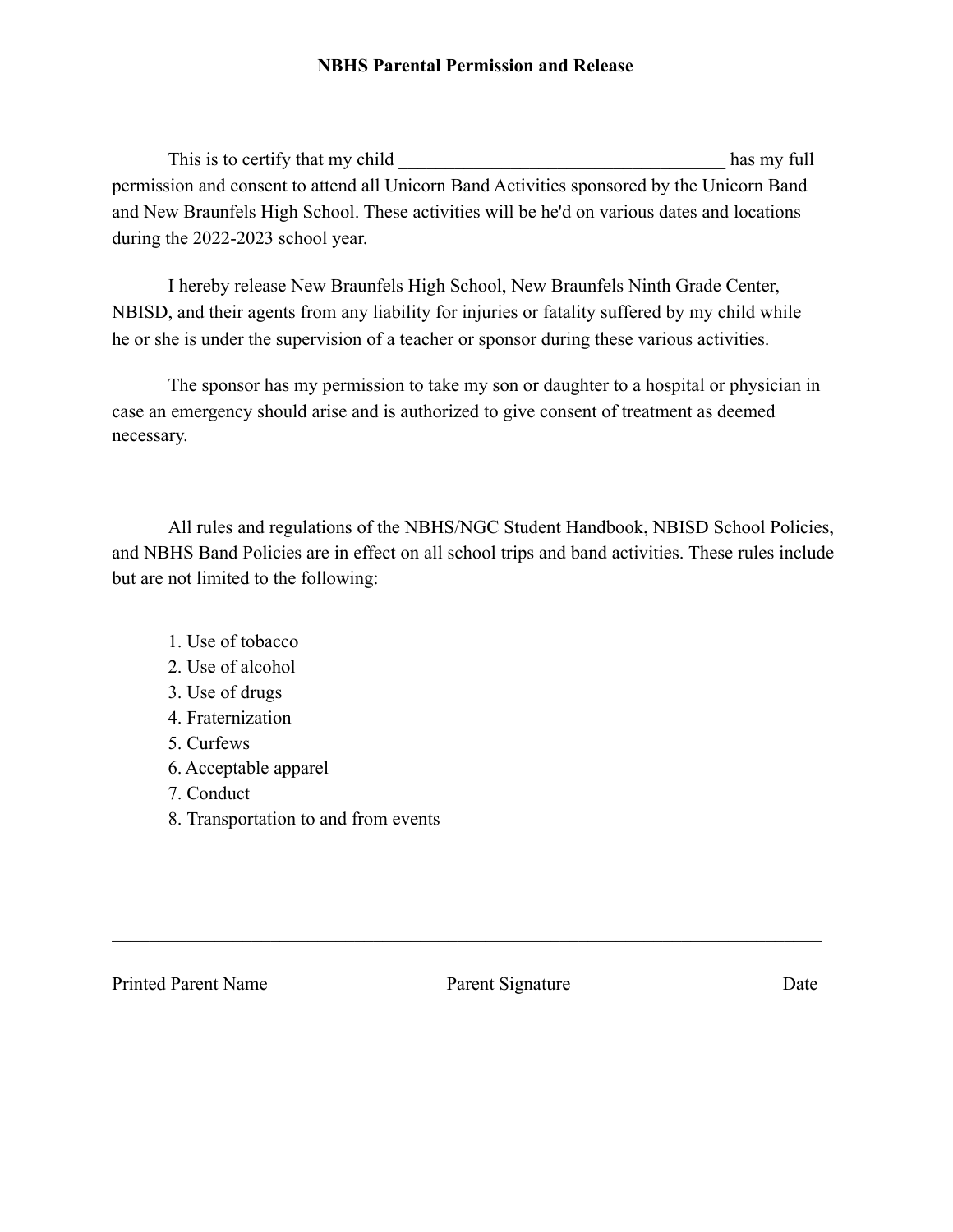**NBHS Parental Permission and Release**

This is to certify that my child ___________________________________ has my full permission and consent to attend all Unicorn Band Activities sponsored by the Unicorn Band and New Braunfels High School. These activities will be he'd on various dates and locations during the 2022-2023 school year.

I hereby release New Braunfels High School, New Braunfels Ninth Grade Center, NBISD, and their agents from any liability for injuries or fatality suffered by my child while he or she is under the supervision of a teacher or sponsor during these various activities.

The sponsor has my permission to take my son or daughter to a hospital or physician in case an emergency should arise and is authorized to give consent of treatment as deemed necessary.

All rules and regulations of the NBHS/NGC Student Handbook, NBISD School Policies, and NBHS Band Policies are in effect on all school trips and band activities. These rules include but are not limited to the following:

1. Use of tobacco
2. Use of alcohol
3. Use of drugs
4. Fraternization
5. Curfews
6. Acceptable apparel
7. Conduct
8. Transportation to and from events

_____________________________________________________________________________

Printed Parent Name　　　　　　　　Parent Signature　　　　　　　　Date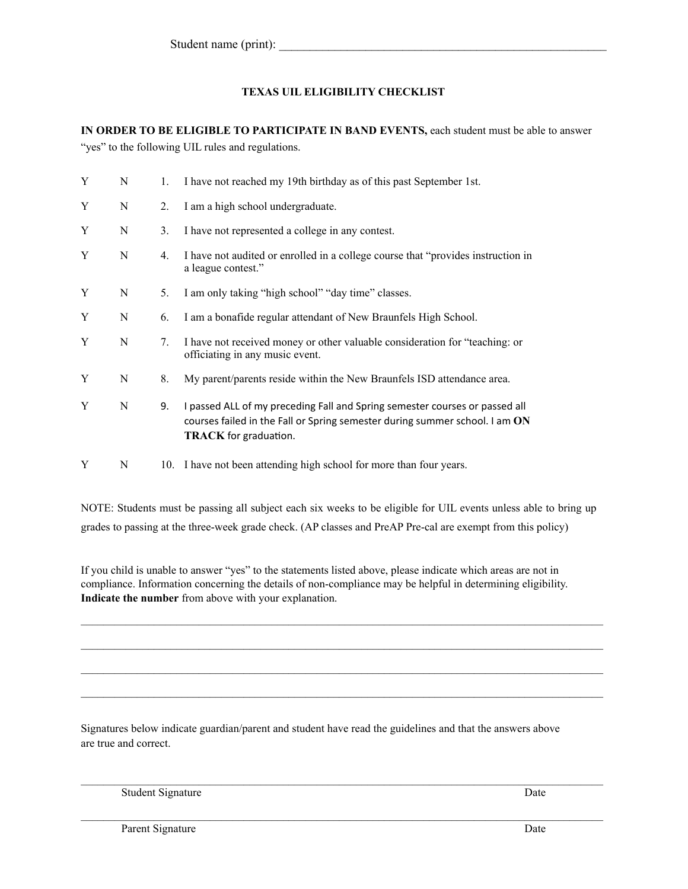Student name (print): _______________________________________________________

### TEXAS UIL ELIGIBILITY CHECKLIST

**IN ORDER TO BE ELIGIBLE TO PARTICIPATE IN BAND EVENTS,** each student must be able to answer "yes" to the following UIL rules and regulations.

| | | | |
|---|---|---|---|
| Y | N | 1. | I have not reached my 19th birthday as of this past September 1st. |
| Y | N | 2. | I am a high school undergraduate. |
| Y | N | 3. | I have not represented a college in any contest. |
| Y | N | 4. | I have not audited or enrolled in a college course that "provides instruction in a league contest." |
| Y | N | 5. | I am only taking "high school" "day time" classes. |
| Y | N | 6. | I am a bonafide regular attendant of New Braunfels High School. |
| Y | N | 7. | I have not received money or other valuable consideration for "teaching: or officiating in any music event. |
| Y | N | 8. | My parent/parents reside within the New Braunfels ISD attendance area. |
| Y | N | 9. | I passed ALL of my preceding Fall and Spring semester courses or passed all courses failed in the Fall or Spring semester during summer school. I am **ON TRACK** for graduation. |
| Y | N | 10. | I have not been attending high school for more than four years. |

NOTE: Students must be passing all subject each six weeks to be eligible for UIL events unless able to bring up grades to passing at the three-week grade check. (AP classes and PreAP Pre-cal are exempt from this policy)

If you child is unable to answer "yes" to the statements listed above, please indicate which areas are not in compliance. Information concerning the details of non-compliance may be helpful in determining eligibility. **Indicate the number** from above with your explanation.

_______________________________________________________________________________

_______________________________________________________________________________

_______________________________________________________________________________

_______________________________________________________________________________

Signatures below indicate guardian/parent and student have read the guidelines and that the answers above are true and correct.

_______________________________________________________________________________
Student Signature Date

_______________________________________________________________________________
Parent Signature Date